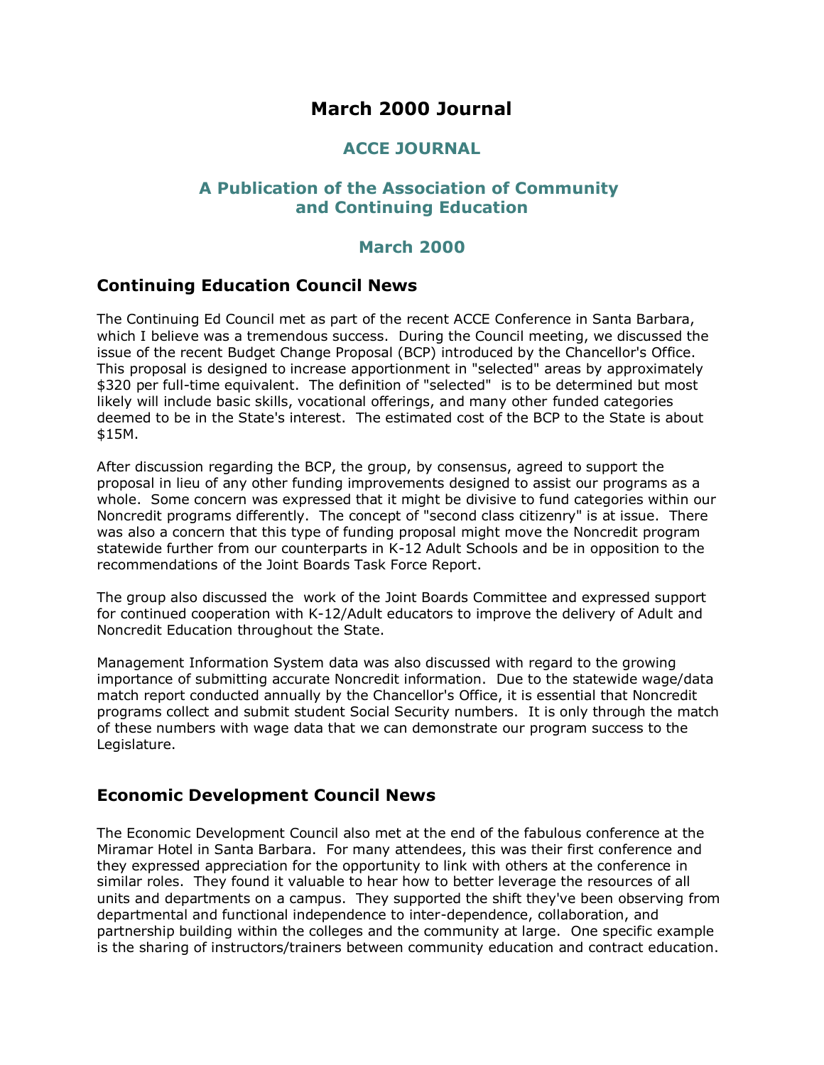# March 2000 Journal

## ACCE JOURNAL

## A Publication of the Association of Community and Continuing Education

## March 2000

### Continuing Education Council News

The Continuing Ed Council met as part of the recent ACCE Conference in Santa Barbara, which I believe was a tremendous success. During the Council meeting, we discussed the issue of the recent Budget Change Proposal (BCP) introduced by the Chancellor's Office. This proposal is designed to increase apportionment in "selected" areas by approximately $320 per full-time equivalent. The definition of "selected" is to be determined but most likely will include basic skills, vocational offerings, and many other funded categories deemed to be in the State's interest. The estimated cost of the BCP to the State is about $15M.

After discussion regarding the BCP, the group, by consensus, agreed to support the proposal in lieu of any other funding improvements designed to assist our programs as a whole. Some concern was expressed that it might be divisive to fund categories within our Noncredit programs differently. The concept of "second class citizenry" is at issue. There was also a concern that this type of funding proposal might move the Noncredit program statewide further from our counterparts in K-12 Adult Schools and be in opposition to the recommendations of the Joint Boards Task Force Report.

The group also discussed the work of the Joint Boards Committee and expressed support for continued cooperation with K-12/Adult educators to improve the delivery of Adult and Noncredit Education throughout the State.

Management Information System data was also discussed with regard to the growing importance of submitting accurate Noncredit information. Due to the statewide wage/data match report conducted annually by the Chancellor's Office, it is essential that Noncredit programs collect and submit student Social Security numbers. It is only through the match of these numbers with wage data that we can demonstrate our program success to the Legislature.

### Economic Development Council News

The Economic Development Council also met at the end of the fabulous conference at the Miramar Hotel in Santa Barbara. For many attendees, this was their first conference and they expressed appreciation for the opportunity to link with others at the conference in similar roles. They found it valuable to hear how to better leverage the resources of all units and departments on a campus. They supported the shift they've been observing from departmental and functional independence to inter-dependence, collaboration, and partnership building within the colleges and the community at large. One specific example is the sharing of instructors/trainers between community education and contract education.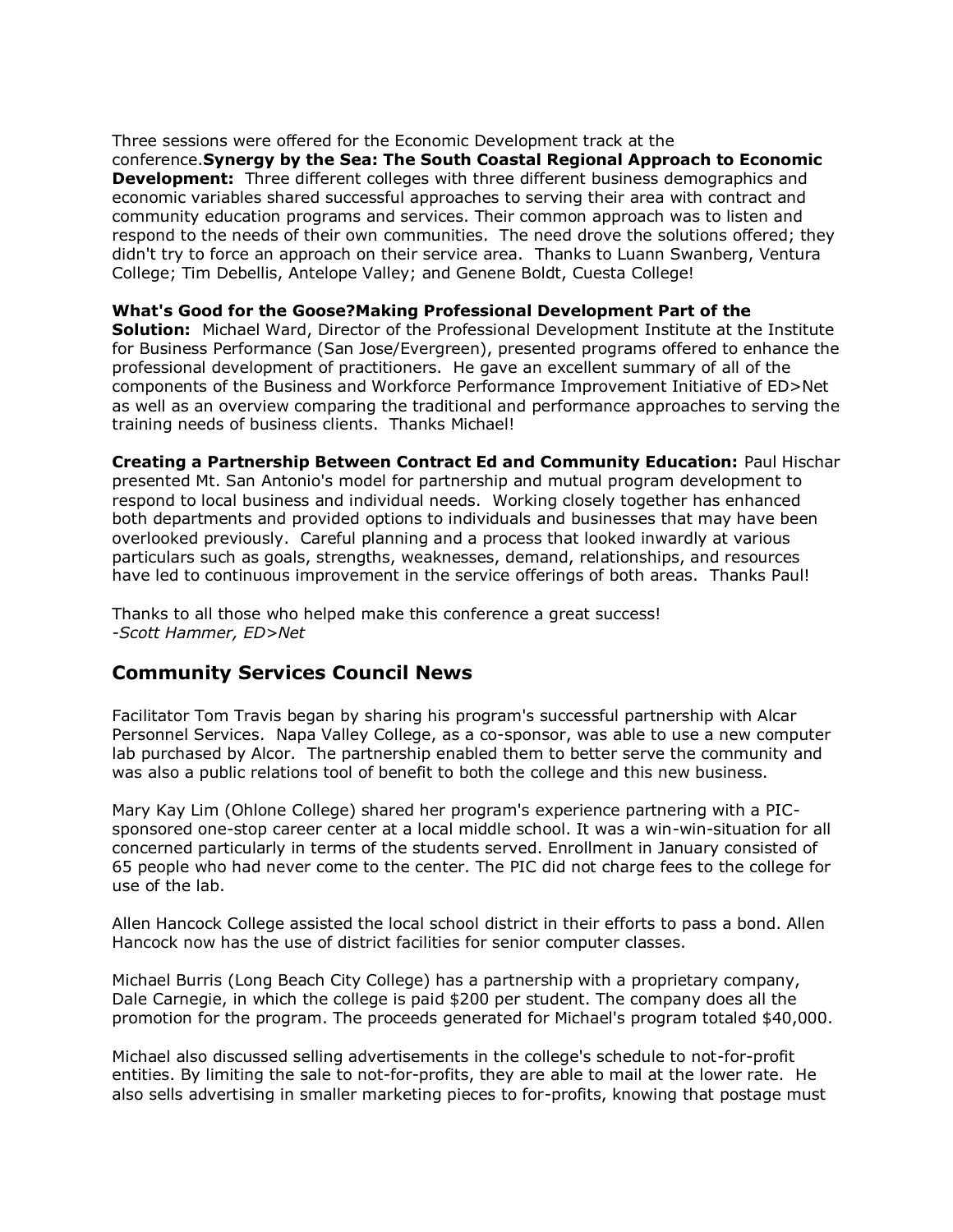Three sessions were offered for the Economic Development track at the conference.**Synergy by the Sea: The South Coastal Regional Approach to Economic Development:** Three different colleges with three different business demographics and economic variables shared successful approaches to serving their area with contract and community education programs and services. Their common approach was to listen and respond to the needs of their own communities. The need drove the solutions offered; they didn't try to force an approach on their service area. Thanks to Luann Swanberg, Ventura College; Tim Debellis, Antelope Valley; and Genene Boldt, Cuesta College!

**What's Good for the Goose?Making Professional Development Part of the Solution:** Michael Ward, Director of the Professional Development Institute at the Institute for Business Performance (San Jose/Evergreen), presented programs offered to enhance the professional development of practitioners. He gave an excellent summary of all of the components of the Business and Workforce Performance Improvement Initiative of ED>Net as well as an overview comparing the traditional and performance approaches to serving the training needs of business clients. Thanks Michael!

**Creating a Partnership Between Contract Ed and Community Education:** Paul Hischar presented Mt. San Antonio's model for partnership and mutual program development to respond to local business and individual needs. Working closely together has enhanced both departments and provided options to individuals and businesses that may have been overlooked previously. Careful planning and a process that looked inwardly at various particulars such as goals, strengths, weaknesses, demand, relationships, and resources have led to continuous improvement in the service offerings of both areas. Thanks Paul!

Thanks to all those who helped make this conference a great success!
*-Scott Hammer, ED>Net*

## Community Services Council News

Facilitator Tom Travis began by sharing his program's successful partnership with Alcar Personnel Services. Napa Valley College, as a co-sponsor, was able to use a new computer lab purchased by Alcor. The partnership enabled them to better serve the community and was also a public relations tool of benefit to both the college and this new business.

Mary Kay Lim (Ohlone College) shared her program's experience partnering with a PIC-sponsored one-stop career center at a local middle school. It was a win-win-situation for all concerned particularly in terms of the students served. Enrollment in January consisted of 65 people who had never come to the center. The PIC did not charge fees to the college for use of the lab.

Allen Hancock College assisted the local school district in their efforts to pass a bond. Allen Hancock now has the use of district facilities for senior computer classes.

Michael Burris (Long Beach City College) has a partnership with a proprietary company, Dale Carnegie, in which the college is paid $200 per student. The company does all the promotion for the program. The proceeds generated for Michael's program totaled $40,000.

Michael also discussed selling advertisements in the college's schedule to not-for-profit entities. By limiting the sale to not-for-profits, they are able to mail at the lower rate. He also sells advertising in smaller marketing pieces to for-profits, knowing that postage must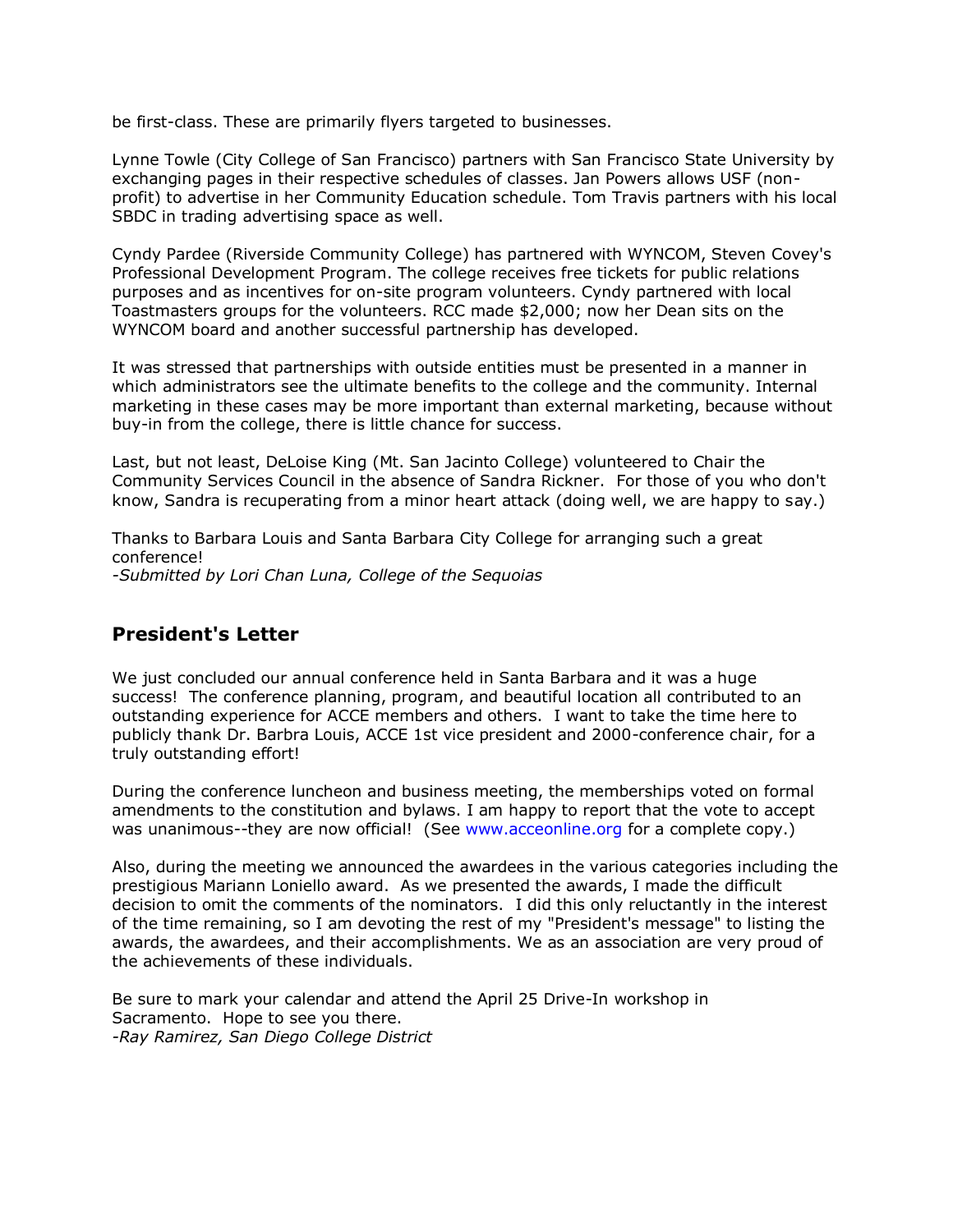be first-class. These are primarily flyers targeted to businesses.

Lynne Towle (City College of San Francisco) partners with San Francisco State University by exchanging pages in their respective schedules of classes. Jan Powers allows USF (non-profit) to advertise in her Community Education schedule. Tom Travis partners with his local SBDC in trading advertising space as well.

Cyndy Pardee (Riverside Community College) has partnered with WYNCOM, Steven Covey's Professional Development Program. The college receives free tickets for public relations purposes and as incentives for on-site program volunteers. Cyndy partnered with local Toastmasters groups for the volunteers. RCC made $2,000; now her Dean sits on the WYNCOM board and another successful partnership has developed.

It was stressed that partnerships with outside entities must be presented in a manner in which administrators see the ultimate benefits to the college and the community. Internal marketing in these cases may be more important than external marketing, because without buy-in from the college, there is little chance for success.

Last, but not least, DeLoise King (Mt. San Jacinto College) volunteered to Chair the Community Services Council in the absence of Sandra Rickner. For those of you who don't know, Sandra is recuperating from a minor heart attack (doing well, we are happy to say.)

Thanks to Barbara Louis and Santa Barbara City College for arranging such a great conference!
*-Submitted by Lori Chan Luna, College of the Sequoias*

## President's Letter

We just concluded our annual conference held in Santa Barbara and it was a huge success! The conference planning, program, and beautiful location all contributed to an outstanding experience for ACCE members and others. I want to take the time here to publicly thank Dr. Barbra Louis, ACCE 1st vice president and 2000-conference chair, for a truly outstanding effort!

During the conference luncheon and business meeting, the memberships voted on formal amendments to the constitution and bylaws. I am happy to report that the vote to accept was unanimous--they are now official! (See www.acceonline.org for a complete copy.)

Also, during the meeting we announced the awardees in the various categories including the prestigious Mariann Loniello award. As we presented the awards, I made the difficult decision to omit the comments of the nominators. I did this only reluctantly in the interest of the time remaining, so I am devoting the rest of my "President's message" to listing the awards, the awardees, and their accomplishments. We as an association are very proud of the achievements of these individuals.

Be sure to mark your calendar and attend the April 25 Drive-In workshop in Sacramento. Hope to see you there.
*-Ray Ramirez, San Diego College District*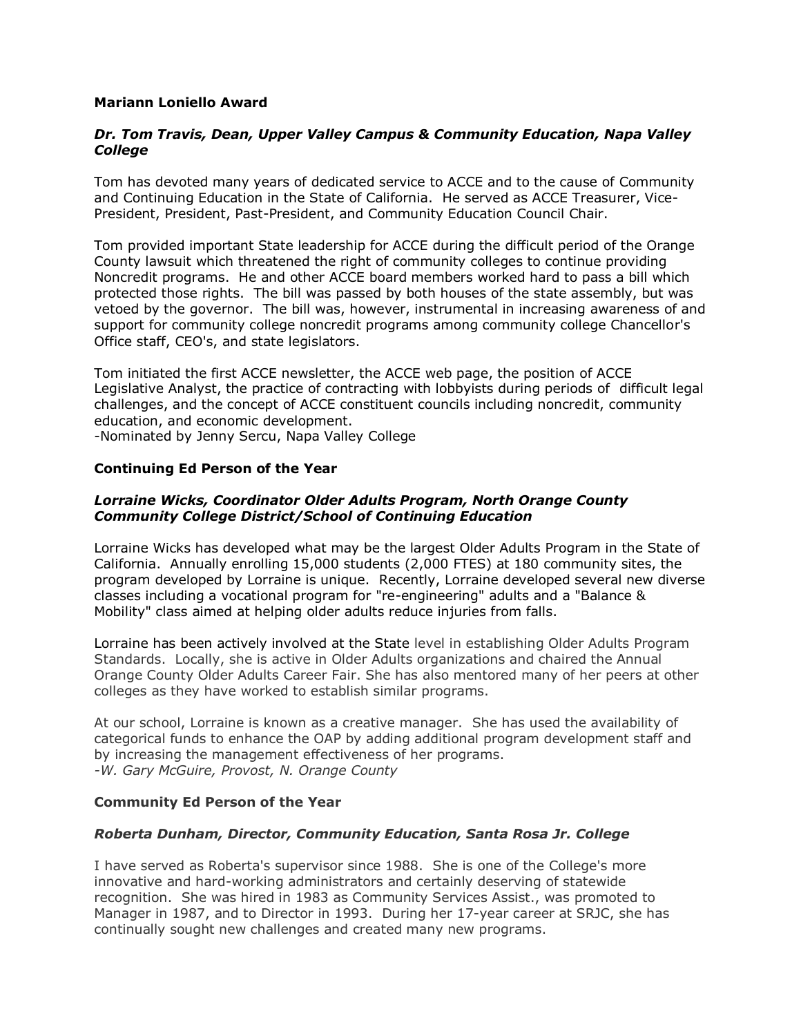**Mariann Loniello Award**

***Dr. Tom Travis, Dean, Upper Valley Campus & Community Education, Napa Valley College***

Tom has devoted many years of dedicated service to ACCE and to the cause of Community and Continuing Education in the State of California. He served as ACCE Treasurer, Vice-President, President, Past-President, and Community Education Council Chair.

Tom provided important State leadership for ACCE during the difficult period of the Orange County lawsuit which threatened the right of community colleges to continue providing Noncredit programs. He and other ACCE board members worked hard to pass a bill which protected those rights. The bill was passed by both houses of the state assembly, but was vetoed by the governor. The bill was, however, instrumental in increasing awareness of and support for community college noncredit programs among community college Chancellor's Office staff, CEO's, and state legislators.

Tom initiated the first ACCE newsletter, the ACCE web page, the position of ACCE Legislative Analyst, the practice of contracting with lobbyists during periods of difficult legal challenges, and the concept of ACCE constituent councils including noncredit, community education, and economic development.
-Nominated by Jenny Sercu, Napa Valley College

**Continuing Ed Person of the Year**

***Lorraine Wicks, Coordinator Older Adults Program, North Orange County Community College District/School of Continuing Education***

Lorraine Wicks has developed what may be the largest Older Adults Program in the State of California. Annually enrolling 15,000 students (2,000 FTES) at 180 community sites, the program developed by Lorraine is unique. Recently, Lorraine developed several new diverse classes including a vocational program for "re-engineering" adults and a "Balance & Mobility" class aimed at helping older adults reduce injuries from falls.

Lorraine has been actively involved at the State level in establishing Older Adults Program Standards. Locally, she is active in Older Adults organizations and chaired the Annual Orange County Older Adults Career Fair. She has also mentored many of her peers at other colleges as they have worked to establish similar programs.

At our school, Lorraine is known as a creative manager. She has used the availability of categorical funds to enhance the OAP by adding additional program development staff and by increasing the management effectiveness of her programs.
*-W. Gary McGuire, Provost, N. Orange County*

**Community Ed Person of the Year**

***Roberta Dunham, Director, Community Education, Santa Rosa Jr. College***

I have served as Roberta's supervisor since 1988. She is one of the College's more innovative and hard-working administrators and certainly deserving of statewide recognition. She was hired in 1983 as Community Services Assist., was promoted to Manager in 1987, and to Director in 1993. During her 17-year career at SRJC, she has continually sought new challenges and created many new programs.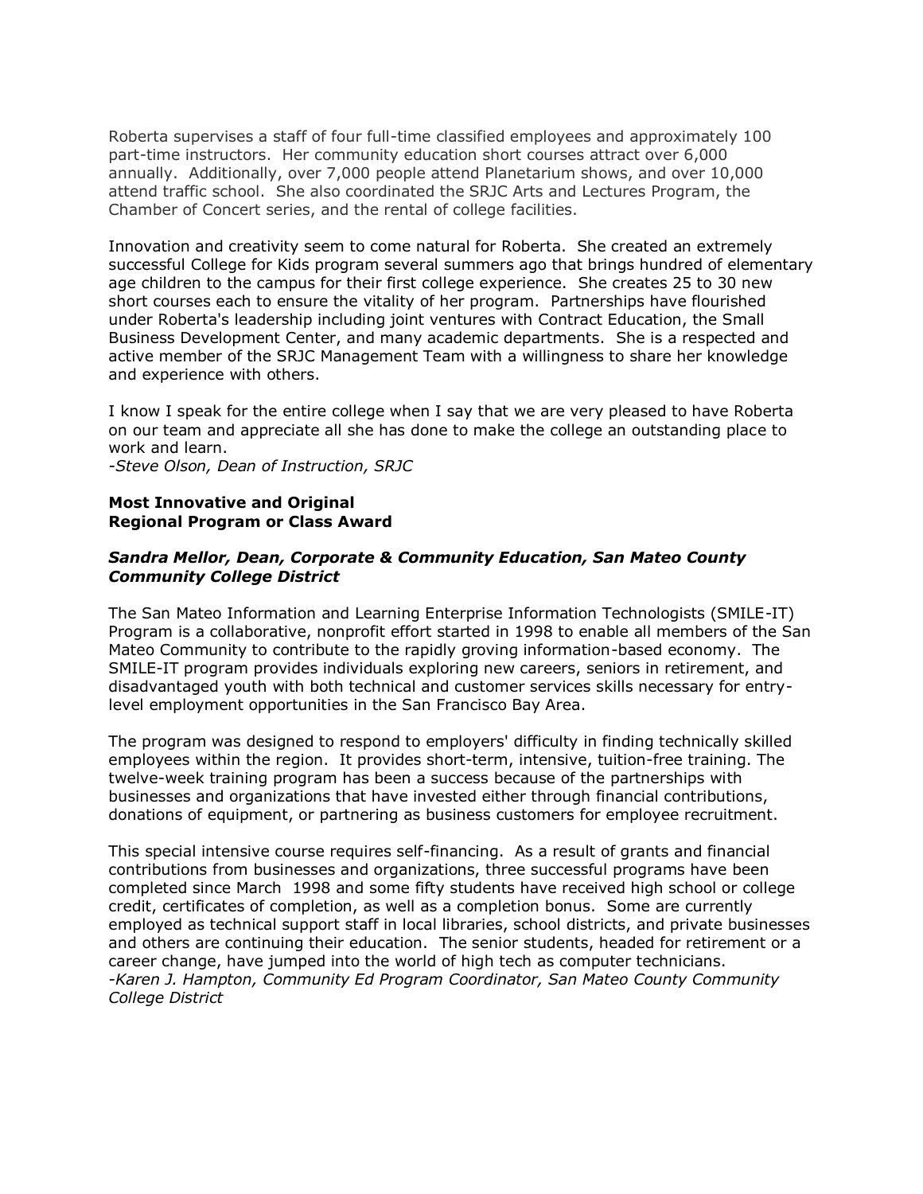Roberta supervises a staff of four full-time classified employees and approximately 100 part-time instructors. Her community education short courses attract over 6,000 annually. Additionally, over 7,000 people attend Planetarium shows, and over 10,000 attend traffic school. She also coordinated the SRJC Arts and Lectures Program, the Chamber of Concert series, and the rental of college facilities.

Innovation and creativity seem to come natural for Roberta. She created an extremely successful College for Kids program several summers ago that brings hundred of elementary age children to the campus for their first college experience. She creates 25 to 30 new short courses each to ensure the vitality of her program. Partnerships have flourished under Roberta's leadership including joint ventures with Contract Education, the Small Business Development Center, and many academic departments. She is a respected and active member of the SRJC Management Team with a willingness to share her knowledge and experience with others.

I know I speak for the entire college when I say that we are very pleased to have Roberta on our team and appreciate all she has done to make the college an outstanding place to work and learn.
*-Steve Olson, Dean of Instruction, SRJC*

**Most Innovative and Original**
**Regional Program or Class Award**

***Sandra Mellor, Dean, Corporate & Community Education, San Mateo County Community College District***

The San Mateo Information and Learning Enterprise Information Technologists (SMILE-IT) Program is a collaborative, nonprofit effort started in 1998 to enable all members of the San Mateo Community to contribute to the rapidly groving information-based economy. The SMILE-IT program provides individuals exploring new careers, seniors in retirement, and disadvantaged youth with both technical and customer services skills necessary for entry-level employment opportunities in the San Francisco Bay Area.

The program was designed to respond to employers' difficulty in finding technically skilled employees within the region. It provides short-term, intensive, tuition-free training. The twelve-week training program has been a success because of the partnerships with businesses and organizations that have invested either through financial contributions, donations of equipment, or partnering as business customers for employee recruitment.

This special intensive course requires self-financing. As a result of grants and financial contributions from businesses and organizations, three successful programs have been completed since March 1998 and some fifty students have received high school or college credit, certificates of completion, as well as a completion bonus. Some are currently employed as technical support staff in local libraries, school districts, and private businesses and others are continuing their education. The senior students, headed for retirement or a career change, have jumped into the world of high tech as computer technicians.
*-Karen J. Hampton, Community Ed Program Coordinator, San Mateo County Community College District*